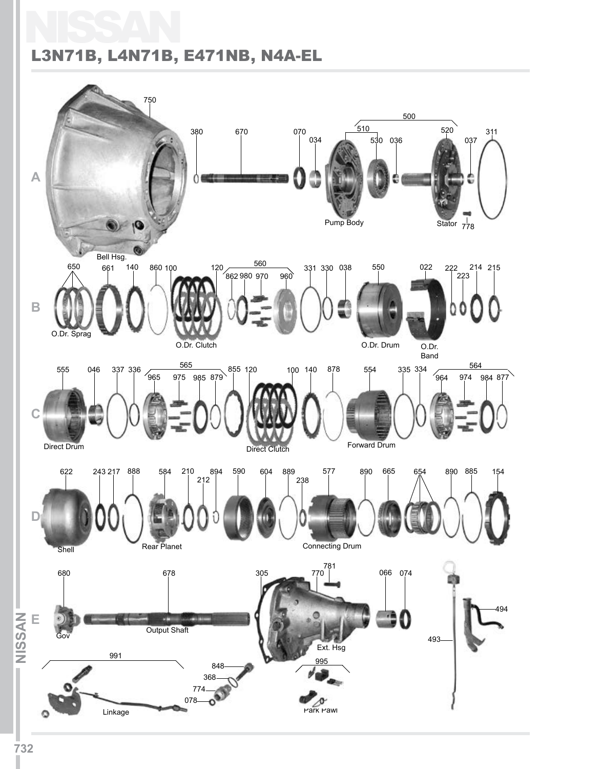# NISSAN

## L3N71B, L4N71B, E471NB, N4A-EL

**A**

750, 380, 670, 070, 034, 500, 510, 530, 036, 520, 037, 311, 778

Bell Hsg., Pump Body, Stator

**B**

650, 661, 140, 860, 100, 120, 560, 862, 980, 970, 960, 331, 330, 038, 550, 022, 222, 223, 214, 215

O.Dr. Sprag, O.Dr. Clutch, O.Dr. Drum, O.Dr. Band

**C**

555, 046, 337, 336, 565, 965, 975, 985, 879, 855, 120, 100, 140, 878, 554, 335, 334, 564, 964, 974, 984, 877

Direct Drum, Direct Clutch, Forward Drum

**D**

622, 243, 217, 888, 584, 210, 212, 894, 590, 604, 889, 238, 577, 890, 665, 654, 890, 885, 154

Shell, Rear Planet, Connecting Drum

**E**

680, 678, 305, 781, 770, 066, 074, 494, 493, 991, 848, 368, 774, 078, 995

Gov, Output Shaft, Ext. Hsg, Linkage, Park Pawl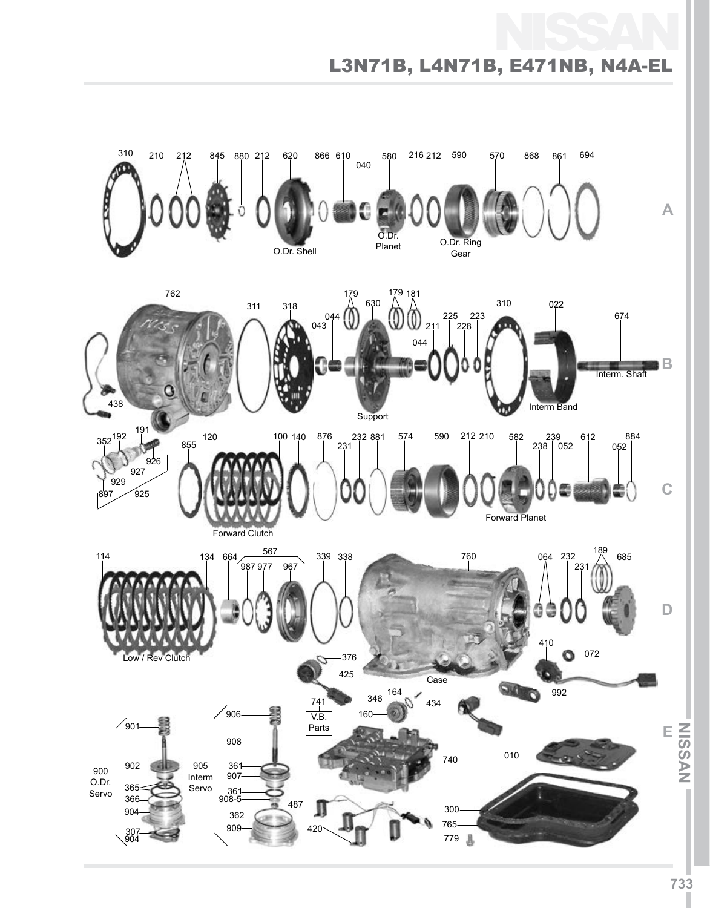# NISSAN

## L3N71B, L4N71B, E471NB, N4A-EL

### A

310, 210, 212, 845, 880, 212, 620, 866, 610, 040, 580, 216, 212, 590, 570, 868, 861, 694

O.Dr. Shell

O.Dr. Planet

O.Dr. Ring Gear

### B

762, 311, 318, 179, 179, 181, 630, 044, 043, 044, 211, 225, 228, 223, 310, 022, 674, 438

Support

Interm Band

Interm. Shaft

### C

352, 192, 191, 926, 927, 929, 897, 925, 855, 120, 100, 140, 876, 231, 232, 881, 574, 590, 212, 210, 582, 238, 239, 052, 612, 052, 884

Forward Clutch

Forward Planet

### D

114, 134, 664, 567, 987, 977, 967, 339, 338, 760, 064, 232, 231, 189, 685, 410, 072, 376, 425

Low / Rev Clutch

Case

### E

992, 164, 346, 741, 434, 160

V.B. Parts

740, 010, 300, 765, 779, 420

900 O.Dr. Servo: 901, 902, 365, 366, 904, 307, 904

905 Interm Servo: 906, 908, 361, 907, 361, 908-5, 487, 362, 909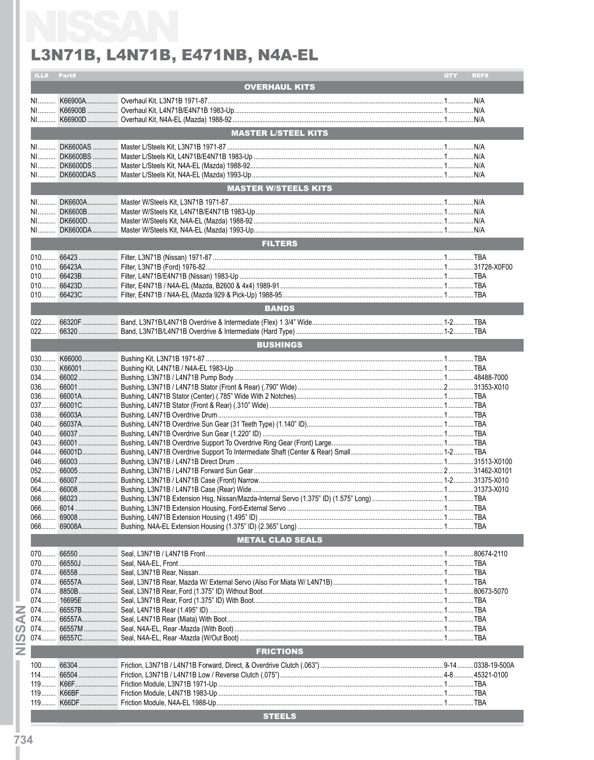# NISSAN

## L3N71B, L4N71B, E471NB, N4A-EL

| ILL# | Part# | Description | QTY | REF# |
|---|---|---|---|---|
| | | **OVERHAUL KITS** | | |
| NI | K66900A | Overhaul Kit, L3N71B 1971-87 | 1 | N/A |
| NI | K66900B | Overhaul Kit, L4N71B/E4N71B 1983-Up | 1 | N/A |
| NI | K66900D | Overhaul Kit, N4A-EL (Mazda) 1988-92 | 1 | N/A |
| | | **MASTER L/STEEL KITS** | | |
| NI | DK6600AS | Master L/Steels Kit, L3N71B 1971-87 | 1 | N/A |
| NI | DK6600BS | Master L/Steels Kit, L4N71B/E4N71B 1983-Up | 1 | N/A |
| NI | DK6600DS | Master L/Steels Kit, N4A-EL (Mazda) 1988-92 | 1 | N/A |
| NI | DK6600DAS | Master L/Steels Kit, N4A-EL (Mazda) 1993-Up | 1 | N/A |
| | | **MASTER W/STEELS KITS** | | |
| NI | DK6600A | Master W/Steels Kit, L3N71B 1971-87 | 1 | N/A |
| NI | DK6600B | Master W/Steels Kit, L4N71B/E4N71B 1983-Up | 1 | N/A |
| NI | DK6600D | Master W/Steels Kit, N4A-EL (Mazda) 1988-92 | 1 | N/A |
| NI | DK6600DA | Master W/Steels Kit, N4A-EL (Mazda) 1993-Up | 1 | N/A |
| | | **FILTERS** | | |
| 010 | 66423 | Filter, L3N71B (Nissan) 1971-87 | 1 | TBA |
| 010 | 66423A | Filter, L3N71B (Ford) 1976-82 | 1 | 31728-X0F00 |
| 010 | 66423B | Filter, L4N71B/E4N71B (Nissan) 1983-Up | 1 | TBA |
| 010 | 66423D | Filter, E4N71B / N4A-EL (Mazda, B2600 & 4x4) 1989-91 | 1 | TBA |
| 010 | 66423C | Filter, E4N71B / N4A-EL (Mazda 929 & Pick-Up) 1988-95 | 1 | TBA |
| | | **BANDS** | | |
| 022 | 66320F | Band, L3N71B/L4N71B Overdrive & Intermediate (Flex) 1 3/4" Wide | 1-2 | TBA |
| 022 | 66320 | Band, L3N71B/L4N71B Overdrive & Intermediate (Hard Type) | 1-2 | TBA |
| | | **BUSHINGS** | | |
| 030 | K66000 | Bushing Kit, L3N71B 1971-87 | 1 | TBA |
| 030 | K66001 | Bushing Kit, L4N71B / N4A-EL 1983-Up | 1 | TBA |
| 034 | 66002 | Bushing, L3N71B / L4N71B Pump Body | 1 | 48488-7000 |
| 036 | 66001 | Bushing, L3N71B / L4N71B Stator (Front & Rear) (.790" Wide) | 2 | 31353-X010 |
| 036 | 66001A | Bushing, L4N71B Stator (Center) (.785" Wide With 2 Notches) | 1 | TBA |
| 037 | 66001C | Bushing, L4N71B Stator (Front & Rear) (.310" Wide) | 1 | TBA |
| 038 | 66003A | Bushing, L4N71B Overdrive Drum | 1 | TBA |
| 040 | 66037A | Bushing, L4N71B Overdrive Sun Gear (31 Teeth Type) (1.140" ID) | 1 | TBA |
| 040 | 66037 | Bushing, L4N71B Overdrive Sun Gear (1.220" ID) | 1 | TBA |
| 043 | 66001 | Bushing, L4N71B Overdrive Support To Overdrive Ring Gear (Front) Large | 1 | TBA |
| 044 | 66001D | Bushing, L4N71B Overdrive Support To Intermediate Shaft (Center & Rear) Small | 1-2 | TBA |
| 046 | 66003 | Bushing, L3N71B / L4N71B Direct Drum | 1 | 31513-X0100 |
| 052 | 66005 | Bushing, L3N71B / L4N71B Forward Sun Gear | 2 | 31462-X0101 |
| 064 | 66007 | Bushing, L3N71B / L4N71B Case (Front) Narrow | 1-2 | 31375-X010 |
| 064 | 66008 | Bushing, L3N71B / L4N71B Case (Rear) Wide | 1 | 31373-X010 |
| 066 | 66023 | Bushing, L3N71B Extension Hsg, Nissan/Mazda-Internal Servo (1.375" ID) (1.575" Long) | 1 | TBA |
| 066 | 6014 | Bushing, L3N71B Extension Housing, Ford-External Servo | 1 | TBA |
| 066 | 69008 | Bushing, L4N71B Extension Housing (1.495" ID) | 1 | TBA |
| 066 | 69008A | Bushing, N4A-EL Extension Housing (1.375" ID) (2.365" Long) | 1 | TBA |
| | | **METAL CLAD SEALS** | | |
| 070 | 66550 | Seal, L3N71B / L4N71B Front | 1 | 80674-2110 |
| 070 | 66550J | Seal, N4A-EL, Front | 1 | TBA |
| 074 | 66558 | Seal, L3N71B Rear, Nissan | 1 | TBA |
| 074 | 66557A | Seal, L3N71B Rear, Mazda W/ External Servo (Also For Miata W/ L4N71B) | 1 | TBA |
| 074 | 8850B | Seal, L3N71B Rear, Ford (1.375" ID) Without Boot | 1 | 80673-5070 |
| 074 | 16695E | Seal, L3N71B Rear, Ford (1.375" ID) With Boot | 1 | TBA |
| 074 | 66557B | Seal, L4N71B Rear (1.495" ID) | 1 | TBA |
| 074 | 66557A | Seal, L4N71B Rear (Miata) With Boot | 1 | TBA |
| 074 | 66557M | Seal, N4A-EL, Rear -Mazda (With Boot) | 1 | TBA |
| 074 | 66557C | Seal, N4A-EL, Rear -Mazda (W/Out Boot) | 1 | TBA |
| | | **FRICTIONS** | | |
| 100 | 66304 | Friction, L3N71B / L4N71B Forward, Direct, & Overdrive Clutch (.063") | 9-14 | 0338-19-500A |
| 114 | 66504 | Friction, L3N71B / L4N71B Low / Reverse Clutch (.075") | 4-8 | 45321-0100 |
| 119 | K66F | Friction Module, L3N71B 1971-Up | 1 | TBA |
| 119 | K66BF | Friction Module, L4N71B 1983-Up | 1 | TBA |
| 119 | K66DF | Friction Module, N4A-EL 1988-Up | 1 | TBA |
| | | **STEELS** | | |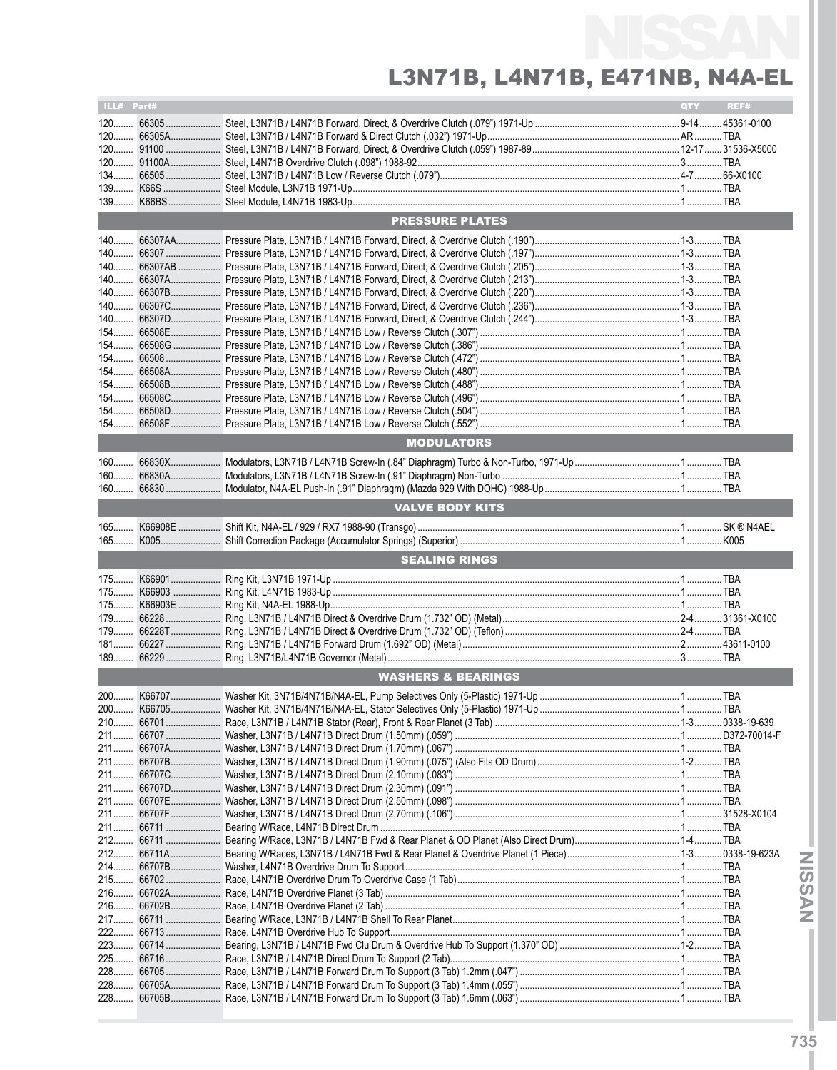# NISSAN

## L3N71B, L4N71B, E471NB, N4A-EL

| ILL# | Part# | | QTY | REF# |
|---|---|---|---|---|
| 120 | 66305 | Steel, L3N71B / L4N71B Forward, Direct, & Overdrive Clutch (.079") 1971-Up | 9-14 | 45361-0100 |
| 120 | 66305A | Steel, L3N71B / L4N71B Forward & Direct Clutch (.032") 1971-Up | AR | TBA |
| 120 | 91100 | Steel, L3N71B / L4N71B Forward, Direct, & Overdrive Clutch (.059") 1987-89 | 12-17 | 31536-X5000 |
| 120 | 91100A | Steel, L4N71B Overdrive Clutch (.098") 1988-92 | 3 | TBA |
| 134 | 66505 | Steel, L3N71B / L4N71B Low / Reverse Clutch (.079") | 4-7 | 66-X0100 |
| 139 | K66S | Steel Module, L3N71B 1971-Up | 1 | TBA |
| 139 | K66BS | Steel Module, L4N71B 1983-Up | 1 | TBA |
| | | **PRESSURE PLATES** | | |
| 140 | 66307AA | Pressure Plate, L3N71B / L4N71B Forward, Direct, & Overdrive Clutch (.190") | 1-3 | TBA |
| 140 | 66307 | Pressure Plate, L3N71B / L4N71B Forward, Direct, & Overdrive Clutch (.197") | 1-3 | TBA |
| 140 | 66307AB | Pressure Plate, L3N71B / L4N71B Forward, Direct, & Overdrive Clutch (.205") | 1-3 | TBA |
| 140 | 66307A | Pressure Plate, L3N71B / L4N71B Forward, Direct, & Overdrive Clutch (.213") | 1-3 | TBA |
| 140 | 66307B | Pressure Plate, L3N71B / L4N71B Forward, Direct, & Overdrive Clutch (.220") | 1-3 | TBA |
| 140 | 66307C | Pressure Plate, L3N71B / L4N71B Forward, Direct, & Overdrive Clutch (.236") | 1-3 | TBA |
| 140 | 66307D | Pressure Plate, L3N71B / L4N71B Forward, Direct, & Overdrive Clutch (.244") | 1-3 | TBA |
| 154 | 66508E | Pressure Plate, L3N71B / L4N71B Low / Reverse Clutch (.307") | 1 | TBA |
| 154 | 66508G | Pressure Plate, L3N71B / L4N71B Low / Reverse Clutch (.386") | 1 | TBA |
| 154 | 66508 | Pressure Plate, L3N71B / L4N71B Low / Reverse Clutch (.472") | 1 | TBA |
| 154 | 66508A | Pressure Plate, L3N71B / L4N71B Low / Reverse Clutch (.480") | 1 | TBA |
| 154 | 66508B | Pressure Plate, L3N71B / L4N71B Low / Reverse Clutch (.488") | 1 | TBA |
| 154 | 66508C | Pressure Plate, L3N71B / L4N71B Low / Reverse Clutch (.496") | 1 | TBA |
| 154 | 66508D | Pressure Plate, L3N71B / L4N71B Low / Reverse Clutch (.504") | 1 | TBA |
| 154 | 66508F | Pressure Plate, L3N71B / L4N71B Low / Reverse Clutch (.552") | 1 | TBA |
| | | **MODULATORS** | | |
| 160 | 66830X | Modulators, L3N71B / L4N71B Screw-In (.84" Diaphragm) Turbo & Non-Turbo, 1971-Up | 1 | TBA |
| 160 | 66830A | Modulators, L3N71B / L4N71B Screw-In (.91" Diaphragm) Non-Turbo | 1 | TBA |
| 160 | 66830 | Modulator, N4A-EL Push-In (.91" Diaphragm) (Mazda 929 With DOHC) 1988-Up | 1 | TBA |
| | | **VALVE BODY KITS** | | |
| 165 | K66908E | Shift Kit, N4A-EL / 929 / RX7 1988-90 (Transgo) | 1 | SK ® N4AEL |
| 165 | K005 | Shift Correction Package (Accumulator Springs) (Superior) | 1 | K005 |
| | | **SEALING RINGS** | | |
| 175 | K66901 | Ring Kit, L3N71B 1971-Up | 1 | TBA |
| 175 | K66903 | Ring Kit, L4N71B 1983-Up | 1 | TBA |
| 175 | K66903E | Ring Kit, N4A-EL 1988-Up | 1 | TBA |
| 179 | 66228 | Ring, L3N71B / L4N71B Direct & Overdrive Drum (1.732" OD) (Metal) | 2-4 | 31361-X0100 |
| 179 | 66228T | Ring, L3N71B / L4N71B Direct & Overdrive Drum (1.732" OD) (Teflon) | 2-4 | TBA |
| 181 | 66227 | Ring, L3N71B / L4N71B Forward Drum (1.692" OD) (Metal) | 2 | 43611-0100 |
| 189 | 66229 | Ring, L3N71B/L4N71B Governor (Metal) | 3 | TBA |
| | | **WASHERS & BEARINGS** | | |
| 200 | K66707 | Washer Kit, 3N71B/4N71B/N4A-EL, Pump Selectives Only (5-Plastic) 1971-Up | 1 | TBA |
| 200 | K66705 | Washer Kit, 3N71B/4N71B/N4A-EL, Stator Selectives Only (5-Plastic) 1971-Up | 1 | TBA |
| 210 | 66701 | Race, L3N71B / L4N71B Stator (Rear), Front & Rear Planet (3 Tab) | 1-3 | 0338-19-639 |
| 211 | 66707 | Washer, L3N71B / L4N71B Direct Drum (1.50mm) (.059") | 1 | D372-70014-F |
| 211 | 66707A | Washer, L3N71B / L4N71B Direct Drum (1.70mm) (.067") | 1 | TBA |
| 211 | 66707B | Washer, L3N71B / L4N71B Direct Drum (1.90mm) (.075") (Also Fits OD Drum) | 1-2 | TBA |
| 211 | 66707C | Washer, L3N71B / L4N71B Direct Drum (2.10mm) (.083") | 1 | TBA |
| 211 | 66707D | Washer, L3N71B / L4N71B Direct Drum (2.30mm) (.091") | 1 | TBA |
| 211 | 66707E | Washer, L3N71B / L4N71B Direct Drum (2.50mm) (.098") | 1 | TBA |
| 211 | 66707F | Washer, L3N71B / L4N71B Direct Drum (2.70mm) (.106") | 1 | 31528-X0104 |
| 211 | 66711 | Bearing W/Race, L4N71B Direct Drum | 1 | TBA |
| 212 | 66711 | Bearing W/Race, L3N71B / L4N71B Fwd & Rear Planet & OD Planet (Also Direct Drum) | 1-4 | TBA |
| 212 | 66711A | Bearing W/Races, L3N71B / L4N71B Fwd & Rear Planet & Overdrive Planet (1 Piece) | 1-3 | 0338-19-623A |
| 214 | 66707B | Washer, L4N71B Overdrive Drum To Support | 1 | TBA |
| 215 | 66702 | Race, L4N71B Overdrive Drum To Overdrive Case (1 Tab) | 1 | TBA |
| 216 | 66702A | Race, L4N71B Overdrive Planet (3 Tab) | 1 | TBA |
| 216 | 66702B | Race, L4N71B Overdrive Planet (2 Tab) | 1 | TBA |
| 217 | 66711 | Bearing W/Race, L3N71B / L4N71B Shell To Rear Planet | 1 | TBA |
| 222 | 66713 | Race, L4N71B Overdrive Hub To Support | 1 | TBA |
| 223 | 66714 | Bearing, L3N71B / L4N71B Fwd Clu Drum & Overdrive Hub To Support (1.370" OD) | 1-2 | TBA |
| 225 | 66716 | Race, L3N71B / L4N71B Direct Drum To Support (2 Tab) | 1 | TBA |
| 228 | 66705 | Race, L3N71B / L4N71B Forward Drum To Support (3 Tab) 1.2mm (.047") | 1 | TBA |
| 228 | 66705A | Race, L3N71B / L4N71B Forward Drum To Support (3 Tab) 1.4mm (.055") | 1 | TBA |
| 228 | 66705B | Race, L3N71B / L4N71B Forward Drum To Support (3 Tab) 1.6mm (.063") | 1 | TBA |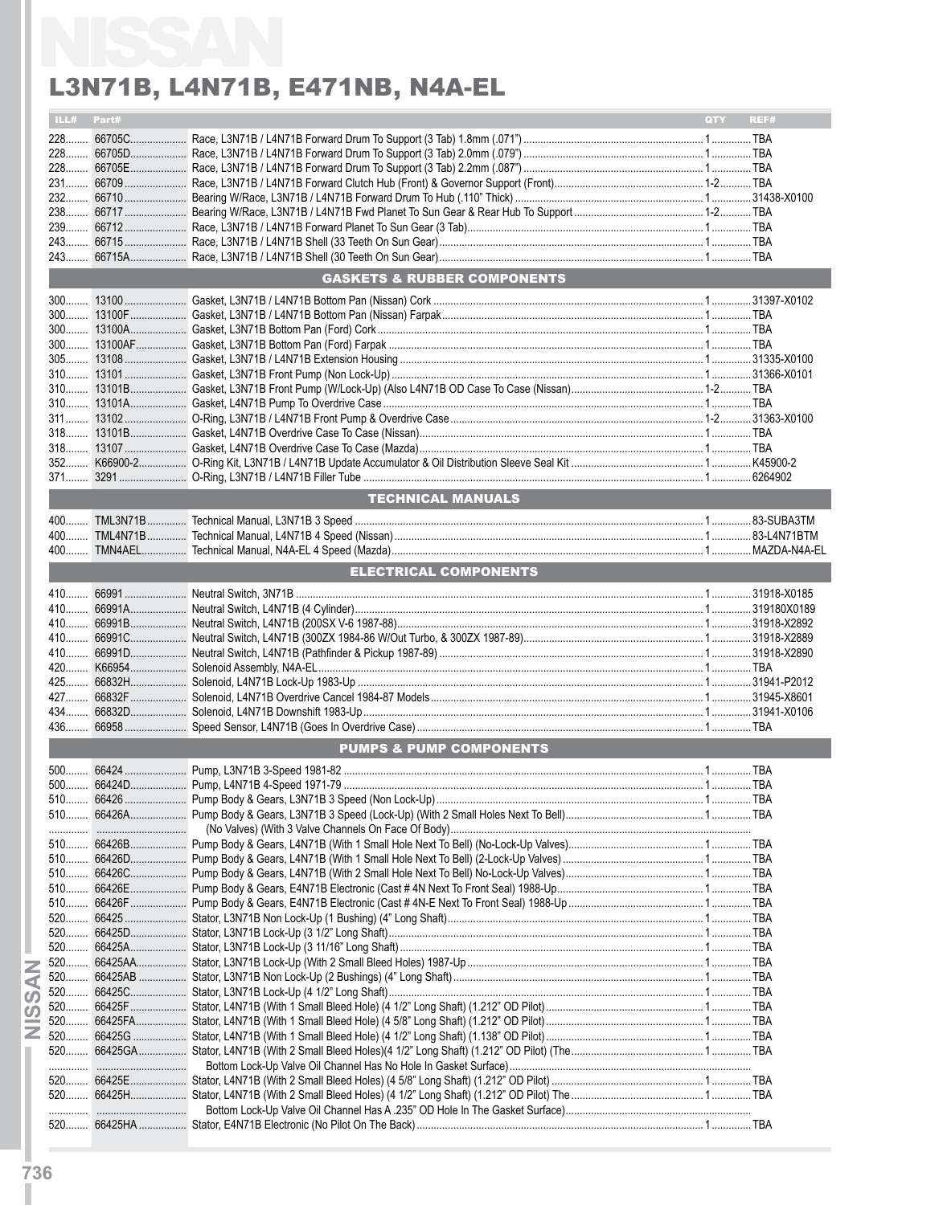# NISSAN

## L3N71B, L4N71B, E471NB, N4A-EL

| ILL# | Part# | | QTY | REF# |
|---|---|---|---|---|
| 228 | 66705C | Race, L3N71B / L4N71B Forward Drum To Support (3 Tab) 1.8mm (.071") | 1 | TBA |
| 228 | 66705D | Race, L3N71B / L4N71B Forward Drum To Support (3 Tab) 2.0mm (.079") | 1 | TBA |
| 228 | 66705E | Race, L3N71B / L4N71B Forward Drum To Support (3 Tab) 2.2mm (.087") | 1 | TBA |
| 231 | 66709 | Race, L3N71B / L4N71B Forward Clutch Hub (Front) & Governor Support (Front) | 1-2 | TBA |
| 232 | 66710 | Bearing W/Race, L3N71B / L4N71B Forward Drum To Hub (.110" Thick) | 1 | 31438-X0100 |
| 238 | 66717 | Bearing W/Race, L3N71B / L4N71B Fwd Planet To Sun Gear & Rear Hub To Support | 1-2 | TBA |
| 239 | 66712 | Race, L3N71B / L4N71B Forward Planet To Sun Gear (3 Tab) | 1 | TBA |
| 243 | 66715 | Race, L3N71B / L4N71B Shell (33 Teeth On Sun Gear) | 1 | TBA |
| 243 | 66715A | Race, L3N71B / L4N71B Shell (30 Teeth On Sun Gear) | 1 | TBA |
| | | **GASKETS & RUBBER COMPONENTS** | | |
| 300 | 13100 | Gasket, L3N71B / L4N71B Bottom Pan (Nissan) Cork | 1 | 31397-X0102 |
| 300 | 13100F | Gasket, L3N71B / L4N71B Bottom Pan (Nissan) Farpak | 1 | TBA |
| 300 | 13100A | Gasket, L3N71B Bottom Pan (Ford) Cork | 1 | TBA |
| 300 | 13100AF | Gasket, L3N71B Bottom Pan (Ford) Farpak | 1 | TBA |
| 305 | 13108 | Gasket, L3N71B / L4N71B Extension Housing | 1 | 31335-X0100 |
| 310 | 13101 | Gasket, L3N71B Front Pump (Non Lock-Up) | 1 | 31366-X0101 |
| 310 | 13101B | Gasket, L3N71B Front Pump (W/Lock-Up) (Also L4N71B OD Case To Case (Nissan) | 1-2 | TBA |
| 310 | 13101A | Gasket, L4N71B Pump To Overdrive Case | 1 | TBA |
| 311 | 13102 | O-Ring, L3N71B / L4N71B Front Pump & Overdrive Case | 1-2 | 31363-X0100 |
| 318 | 13101B | Gasket, L4N71B Overdrive Case To Case (Nissan) | 1 | TBA |
| 318 | 13107 | Gasket, L4N71B Overdrive Case To Case (Mazda) | 1 | TBA |
| 352 | K66900-2 | O-Ring Kit, L3N71B / L4N71B Update Accumulator & Oil Distribution Sleeve Seal Kit | 1 | K45900-2 |
| 371 | 3291 | O-Ring, L3N71B / L4N71B Filler Tube | 1 | 6264902 |
| | | **TECHNICAL MANUALS** | | |
| 400 | TML3N71B | Technical Manual, L3N71B 3 Speed | 1 | 83-SUBA3TM |
| 400 | TML4N71B | Technical Manual, L4N71B 4 Speed (Nissan) | 1 | 83-L4N71BTM |
| 400 | TMN4AEL | Technical Manual, N4A-EL 4 Speed (Mazda) | 1 | MAZDA-N4A-EL |
| | | **ELECTRICAL COMPONENTS** | | |
| 410 | 66991 | Neutral Switch, 3N71B | 1 | 31918-X0185 |
| 410 | 66991A | Neutral Switch, L4N71B (4 Cylinder) | 1 | 319180X0189 |
| 410 | 66991B | Neutral Switch, L4N71B (200SX V-6 1987-88) | 1 | 31918-X2892 |
| 410 | 66991C | Neutral Switch, L4N71B (300ZX 1984-86 W/Out Turbo, & 300ZX 1987-89) | 1 | 31918-X2889 |
| 410 | 66991D | Neutral Switch, L4N71B (Pathfinder & Pickup 1987-89) | 1 | 31918-X2890 |
| 420 | K66954 | Solenoid Assembly, N4A-EL | 1 | TBA |
| 425 | 66832H | Solenoid, L4N71B Lock-Up 1983-Up | 1 | 31941-P2012 |
| 427 | 66832F | Solenoid, L4N71B Overdrive Cancel 1984-87 Models | 1 | 31945-X8601 |
| 434 | 66832D | Solenoid, L4N71B Downshift 1983-Up | 1 | 31941-X0106 |
| 436 | 66958 | Speed Sensor, L4N71B (Goes In Overdrive Case) | 1 | TBA |
| | | **PUMPS & PUMP COMPONENTS** | | |
| 500 | 66424 | Pump, L3N71B 3-Speed 1981-82 | 1 | TBA |
| 500 | 66424D | Pump, L4N71B 4-Speed 1971-79 | 1 | TBA |
| 510 | 66426 | Pump Body & Gears, L3N71B 3 Speed (Non Lock-Up) | 1 | TBA |
| 510 | 66426A | Pump Body & Gears, L3N71B 3 Speed (Lock-Up) (With 2 Small Holes Next To Bell) | 1 | TBA |
| | | (No Valves) (With 3 Valve Channels On Face Of Body) | | |
| 510 | 66426B | Pump Body & Gears, L4N71B (With 1 Small Hole Next To Bell) (No-Lock-Up Valves) | 1 | TBA |
| 510 | 66426D | Pump Body & Gears, L4N71B (With 1 Small Hole Next To Bell) (2-Lock-Up Valves) | 1 | TBA |
| 510 | 66426C | Pump Body & Gears, L4N71B (With 2 Small Hole Next To Bell) No-Lock-Up Valves) | 1 | TBA |
| 510 | 66426E | Pump Body & Gears, E4N71B Electronic (Cast # 4N Next To Front Seal) 1988-Up | 1 | TBA |
| 510 | 66426F | Pump Body & Gears, E4N71B Electronic (Cast # 4N-E Next To Front Seal) 1988-Up | 1 | TBA |
| 520 | 66425 | Stator, L3N71B Non Lock-Up (1 Bushing) (4" Long Shaft) | 1 | TBA |
| 520 | 66425D | Stator, L3N71B Lock-Up (3 1/2" Long Shaft) | 1 | TBA |
| 520 | 66425A | Stator, L3N71B Lock-Up (3 11/16" Long Shaft) | 1 | TBA |
| 520 | 66425AA | Stator, L3N71B Lock-Up (With 2 Small Bleed Holes) 1987-Up | 1 | TBA |
| 520 | 66425AB | Stator, L3N71B Non Lock-Up (2 Bushings) (4" Long Shaft) | 1 | TBA |
| 520 | 66425C | Stator, L3N71B Lock-Up (4 1/2" Long Shaft) | 1 | TBA |
| 520 | 66425F | Stator, L4N71B (With 1 Small Bleed Hole) (4 1/2" Long Shaft) (1.212" OD Pilot) | 1 | TBA |
| 520 | 66425FA | Stator, L4N71B (With 1 Small Bleed Hole) (4 5/8" Long Shaft) (1.212" OD Pilot) | 1 | TBA |
| 520 | 66425G | Stator, L4N71B (With 1 Small Bleed Hole) (4 1/2" Long Shaft) (1.138" OD Pilot) | 1 | TBA |
| 520 | 66425GA | Stator, L4N71B (With 2 Small Bleed Holes)(4 1/2" Long Shaft) (1.212" OD Pilot) (The | 1 | TBA |
| | | Bottom Lock-Up Valve Oil Channel Has No Hole In Gasket Surface) | | |
| 520 | 66425E | Stator, L4N71B (With 2 Small Bleed Holes) (4 5/8" Long Shaft) (1.212" OD Pilot) | 1 | TBA |
| 520 | 66425H | Stator, L4N71B (With 2 Small Bleed Holes) (4 1/2" Long Shaft) (1.212" OD Pilot) The | 1 | TBA |
| | | Bottom Lock-Up Valve Oil Channel Has A .235" OD Hole In The Gasket Surface) | | |
| 520 | 66425HA | Stator, E4N71B Electronic (No Pilot On The Back) | 1 | TBA |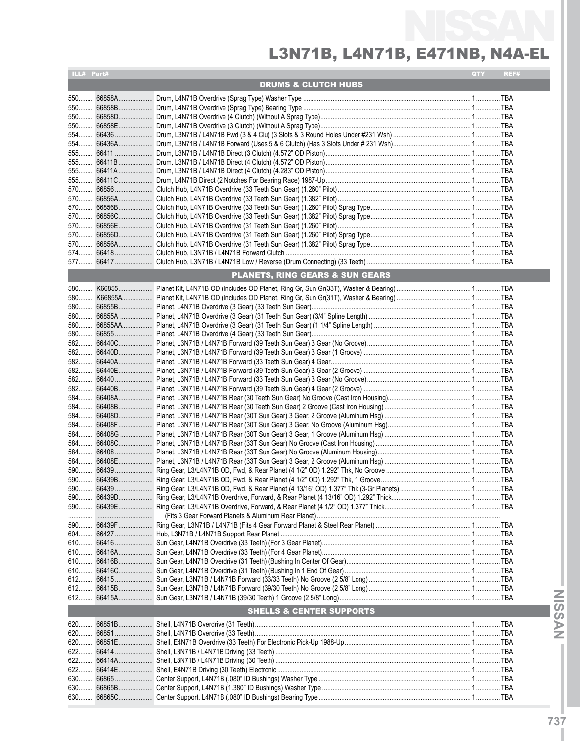# NISSAN

## L3N71B, L4N71B, E471NB, N4A-EL

| ILL# | Part# | | QTY | REF# |
|---|---|---|---|---|
| | | **DRUMS & CLUTCH HUBS** | | |
| 550 | 66858A | Drum, L4N71B Overdrive (Sprag Type) Washer Type | 1 | TBA |
| 550 | 66858B | Drum, L4N71B Overdrive (Sprag Type) Bearing Type | 1 | TBA |
| 550 | 66858D | Drum, L4N71B Overdrive (4 Clutch) (Without A Sprag Type) | 1 | TBA |
| 550 | 66858E | Drum, L4N71B Overdrive (3 Clutch) (Without A Sprag Type) | 1 | TBA |
| 554 | 66436 | Drum, L3N71B / L4N71B Fwd (3 & 4 Clu) (3 Slots & 3 Round Holes Under #231 Wsh) | 1 | TBA |
| 554 | 66436A | Drum, L3N71B / L4N71B Forward (Uses 5 & 6 Clutch) (Has 3 Slots Under # 231 Wsh) | 1 | TBA |
| 555 | 66411 | Drum, L3N71B / L4N71B Direct (3 Clutch) (4.572" OD Piston) | 1 | TBA |
| 555 | 66411B | Drum, L3N71B / L4N71B Direct (4 Clutch) (4.572" OD Piston) | 1 | TBA |
| 555 | 66411A | Drum, L3N71B / L4N71B Direct (4 Clutch) (4.283" OD Piston) | 1 | TBA |
| 555 | 66411C | Drum, L4N71B Direct (2 Notches For Bearing Race) 1987-Up | 1 | TBA |
| 570 | 66856 | Clutch Hub, L4N71B Overdrive (33 Teeth Sun Gear) (1.260" Pilot) | 1 | TBA |
| 570 | 66856A | Clutch Hub, L4N71B Overdrive (33 Teeth Sun Gear) (1.382" Pilot) | 1 | TBA |
| 570 | 66856B | Clutch Hub, L4N71B Overdrive (33 Teeth Sun Gear) (1.260" Pilot) Sprag Type | 1 | TBA |
| 570 | 66856C | Clutch Hub, L4N71B Overdrive (33 Teeth Sun Gear) (1.382" Pilot) Sprag Type | 1 | TBA |
| 570 | 66856E | Clutch Hub, L4N71B Overdrive (31 Teeth Sun Gear) (1.260" Pilot) | 1 | TBA |
| 570 | 66856D | Clutch Hub, L4N71B Overdrive (31 Teeth Sun Gear) (1.260" Pilot) Sprag Type | 1 | TBA |
| 570 | 66856A | Clutch Hub, L4N71B Overdrive (31 Teeth Sun Gear) (1.382" Pilot) Sprag Type | 1 | TBA |
| 574 | 66418 | Clutch Hub, L3N71B / L4N71B Forward Clutch | 1 | TBA |
| 577 | 66417 | Clutch Hub, L3N71B / L4N71B Low / Reverse (Drum Connecting) (33 Teeth) | 1 | TBA |
| | | **PLANETS, RING GEARS & SUN GEARS** | | |
| 580 | K66855 | Planet Kit, L4N71B OD (Includes OD Planet, Ring Gr, Sun Gr(33T), Washer & Bearing) | 1 | TBA |
| 580 | K66855A | Planet Kit, L4N71B OD (Includes OD Planet, Ring Gr, Sun Gr(31T), Washer & Bearing) | 1 | TBA |
| 580 | 66855B | Planet, L4N71B Overdrive (3 Gear) (33 Teeth Sun Gear) | 1 | TBA |
| 580 | 66855A | Planet, L4N71B Overdrive (3 Gear) (31 Teeth Sun Gear) (3/4" Spline Length) | 1 | TBA |
| 580 | 66855AA | Planet, L4N71B Overdrive (3 Gear) (31 Teeth Sun Gear) (1 1/4" Spline Length) | 1 | TBA |
| 580 | 66855 | Planet, L4N71B Overdrive (4 Gear) (33 Teeth Sun Gear) | 1 | TBA |
| 582 | 66440C | Planet, L3N71B / L4N71B Forward (39 Teeth Sun Gear) 3 Gear (No Groove) | 1 | TBA |
| 582 | 66440D | Planet, L3N71B / L4N71B Forward (39 Teeth Sun Gear) 3 Gear (1 Groove) | 1 | TBA |
| 582 | 66440A | Planet, L3N71B / L4N71B Forward (33 Teeth Sun Gear) 4 Gear | 1 | TBA |
| 582 | 66440E | Planet, L3N71B / L4N71B Forward (39 Teeth Sun Gear) 3 Gear (2 Groove) | 1 | TBA |
| 582 | 66440 | Planet, L3N71B / L4N71B Forward (33 Teeth Sun Gear) 3 Gear (No Groove) | 1 | TBA |
| 582 | 66440B | Planet, L3N71B / L4N71B Forward (39 Teeth Sun Gear) 4 Gear (2 Groove) | 1 | TBA |
| 584 | 66408A | Planet, L3N71B / L4N71B Rear (30 Teeth Sun Gear) No Groove (Cast Iron Housing) | 1 | TBA |
| 584 | 66408B | Planet, L3N71B / L4N71B Rear (30 Teeth Sun Gear) 2 Groove (Cast Iron Housing) | 1 | TBA |
| 584 | 66408D | Planet, L3N71B / L4N71B Rear (30T Sun Gear) 3 Gear, 2 Groove (Aluminum Hsg) | 1 | TBA |
| 584 | 66408F | Planet, L3N71B / L4N71B Rear (30T Sun Gear) 3 Gear, No Groove (Aluminum Hsg) | 1 | TBA |
| 584 | 66408G | Planet, L3N71B / L4N71B Rear (30T Sun Gear) 3 Gear, 1 Groove (Aluminum Hsg) | 1 | TBA |
| 584 | 66408C | Planet, L3N71B / L4N71B Rear (33T Sun Gear) No Groove (Cast Iron Housing) | 1 | TBA |
| 584 | 66408 | Planet, L3N71B / L4N71B Rear (33T Sun Gear) No Groove (Aluminum Housing) | 1 | TBA |
| 584 | 66408E | Planet, L3N71B / L4N71B Rear (33T Sun Gear) 3 Gear, 2 Groove (Aluminum Hsg) | 1 | TBA |
| 590 | 66439 | Ring Gear, L3/L4N71B OD, Fwd, & Rear Planet (4 1/2" OD) 1.292" Thk, No Groove | 1 | TBA |
| 590 | 66439B | Ring Gear, L3/L4N71B OD, Fwd, & Rear Planet (4 1/2" OD) 1.292" Thk, 1 Groove | 1 | TBA |
| 590 | 66439 | Ring Gear, L3/L4N71B OD, Fwd, & Rear Planet (4 13/16" OD) 1.377" Thk (3-Gr Planets) | 1 | TBA |
| 590 | 66439D | Ring Gear, L3/L4N71B Overdrive, Forward, & Rear Planet (4 13/16" OD) 1.292" Thick | 1 | TBA |
| 590 | 66439E | Ring Gear, L3/L4N71B Overdrive, Forward, & Rear Planet (4 1/2" OD) 1.377" Thick | 1 | TBA |
| | | (Fits 3 Gear Forward Planets & Aluminum Rear Planet) | | |
| 590 | 66439F | Ring Gear, L3N71B / L4N71B (Fits 4 Gear Forward Planet & Steel Rear Planet) | 1 | TBA |
| 604 | 66427 | Hub, L3N71B / L4N71B Support Rear Planet | 1 | TBA |
| 610 | 66416 | Sun Gear, L4N71B Overdrive (33 Teeth) (For 3 Gear Planet) | 1 | TBA |
| 610 | 66416A | Sun Gear, L4N71B Overdrive (33 Teeth) (For 4 Gear Planet) | 1 | TBA |
| 610 | 66416B | Sun Gear, L4N71B Overdrive (31 Teeth) (Bushing In Center Of Gear) | 1 | TBA |
| 610 | 66416C | Sun Gear, L4N71B Overdrive (31 Teeth) (Bushing In 1 End Of Gear) | 1 | TBA |
| 612 | 66415 | Sun Gear, L3N71B / L4N71B Forward (33/33 Teeth) No Groove (2 5/8" Long) | 1 | TBA |
| 612 | 66415B | Sun Gear, L3N71B / L4N71B Forward (39/30 Teeth) No Groove (2 5/8" Long) | 1 | TBA |
| 612 | 66415A | Sun Gear, L3N71B / L4N71B (39/30 Teeth) 1 Groove (2 5/8" Long) | 1 | TBA |
| | | **SHELLS & CENTER SUPPORTS** | | |
| 620 | 66851B | Shell, L4N71B Overdrive (31 Teeth) | 1 | TBA |
| 620 | 66851 | Shell, L4N71B Overdrive (33 Teeth) | 1 | TBA |
| 620 | 66851E | Shell, E4N71B Overdrive (33 Teeth) For Electronic Pick-Up 1988-Up | 1 | TBA |
| 622 | 66414 | Shell, L3N71B / L4N71B Driving (33 Teeth) | 1 | TBA |
| 622 | 66414A | Shell, L3N71B / L4N71B Driving (30 Teeth) | 1 | TBA |
| 622 | 66414E | Shell, E4N71B Driving (30 Teeth) Electronic | 1 | TBA |
| 630 | 66865 | Center Support, L4N71B (.080" ID Bushings) Washer Type | 1 | TBA |
| 630 | 66865B | Center Support, L4N71B (1.380" ID Bushings) Washer Type | 1 | TBA |
| 630 | 66865C | Center Support, L4N71B (.080" ID Bushings) Bearing Type | 1 | TBA |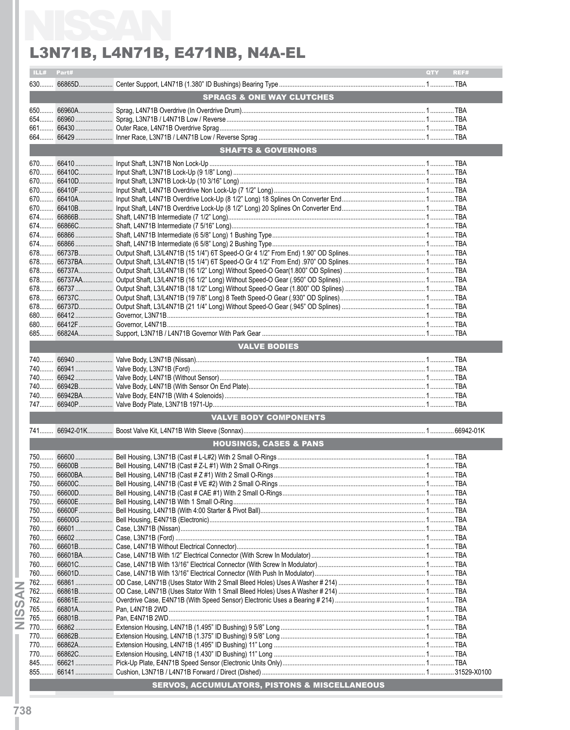# L3N71B, L4N71B, E471NB, N4A-EL

| ILL# | Part# | | QTY | REF# |
|---|---|---|---|---|
| 630 | 66865D | Center Support, L4N71B (1.380" ID Bushings) Bearing Type | 1 | TBA |
| | | **SPRAGS & ONE WAY CLUTCHES** | | |
| 650 | 66960A | Sprag, L4N71B Overdrive (In Overdrive Drum) | 1 | TBA |
| 654 | 66960 | Sprag, L3N71B / L4N71B Low / Reverse | 1 | TBA |
| 661 | 66430 | Outer Race, L4N71B Overdrive Sprag | 1 | TBA |
| 664 | 66429 | Inner Race, L3N71B / L4N71B Low / Reverse Sprag | 1 | TBA |
| | | **SHAFTS & GOVERNORS** | | |
| 670 | 66410 | Input Shaft, L3N71B Non Lock-Up | 1 | TBA |
| 670 | 66410C | Input Shaft, L3N71B Lock-Up (9 1/8" Long) | 1 | TBA |
| 670 | 66410D | Input Shaft, L3N71B Lock-Up (10 3/16" Long) | 1 | TBA |
| 670 | 66410F | Input Shaft, L4N71B Overdrive Non Lock-Up (7 1/2" Long) | 1 | TBA |
| 670 | 66410A | Input Shaft, L4N71B Overdrive Lock-Up (8 1/2" Long) 18 Splines On Converter End | 1 | TBA |
| 670 | 66410B | Input Shaft, L4N71B Overdrive Lock-Up (8 1/2" Long) 20 Splines On Converter End | 1 | TBA |
| 674 | 66866B | Shaft, L4N71B Intermediate (7 1/2" Long) | 1 | TBA |
| 674 | 66866C | Shaft, L4N71B Intermediate (7 5/16" Long) | 1 | TBA |
| 674 | 66866 | Shaft, L4N71B Intermediate (6 5/8" Long) 1 Bushing Type | 1 | TBA |
| 674 | 66866 | Shaft, L4N71B Intermediate (6 5/8" Long) 2 Bushing Type | 1 | TBA |
| 678 | 66737B | Output Shaft, L3/L4N71B (15 1/4") 6T Speed-O Gr 4 1/2" From End) 1.90" OD Splines | 1 | TBA |
| 678 | 66737BA | Output Shaft, L3/L4N71B (15 1/4") 6T Speed-O Gr 4 1/2" From End) .970" OD Splines | 1 | TBA |
| 678 | 66737A | Output Shaft, L3/L4N71B (16 1/2" Long) Without Speed-O Gear(1.800" OD Splines) | 1 | TBA |
| 678 | 66737AA | Output Shaft, L3/L4N71B (16 1/2" Long) Without Speed-O Gear (.950" OD Splines) | 1 | TBA |
| 678 | 66737 | Output Shaft, L3/L4N71B (18 1/2" Long) Without Speed-O Gear (1.800" OD Splines) | 1 | TBA |
| 678 | 66737C | Output Shaft, L3/L4N71B (19 7/8" Long) 8 Teeth Speed-O Gear (.930" OD Splines) | 1 | TBA |
| 678 | 66737D | Output Shaft, L3/L4N71B (21 1/4" Long) Without Speed-O Gear (.945" OD Splines) | 1 | TBA |
| 680 | 66412 | Governor, L3N71B | 1 | TBA |
| 680 | 66412F | Governor, L4N71B | 1 | TBA |
| 685 | 66824A | Support, L3N71B / L4N71B Governor With Park Gear | 1 | TBA |
| | | **VALVE BODIES** | | |
| 740 | 66940 | Valve Body, L3N71B (Nissan) | 1 | TBA |
| 740 | 66941 | Valve Body, L3N71B (Ford) | 1 | TBA |
| 740 | 66942 | Valve Body, L4N71B (Without Sensor) | 1 | TBA |
| 740 | 66942B | Valve Body, L4N71B (With Sensor On End Plate) | 1 | TBA |
| 740 | 66942BA | Valve Body, E4N71B (With 4 Solenoids) | 1 | TBA |
| 747 | 66940P | Valve Body Plate, L3N71B 1971-Up | 1 | TBA |
| | | **VALVE BODY COMPONENTS** | | |
| 741 | 66942-01K | Boost Valve Kit, L4N71B With Sleeve (Sonnax) | 1 | 66942-01K |
| | | **HOUSINGS, CASES & PANS** | | |
| 750 | 66600 | Bell Housing, L3N71B (Cast # L-L#2) With 2 Small O-Rings | 1 | TBA |
| 750 | 66600B | Bell Housing, L4N71B (Cast # Z-L #1) With 2 Small O-Rings | 1 | TBA |
| 750 | 66600BA | Bell Housing, L4N71B (Cast # Z #1) With 2 Small O-Rings | 1 | TBA |
| 750 | 66600C | Bell Housing, L4N71B (Cast # VE #2) With 2 Small O-Rings | 1 | TBA |
| 750 | 66600D | Bell Housing, L4N71B (Cast # CAE #1) With 2 Small O-Rings | 1 | TBA |
| 750 | 66600E | Bell Housing, L4N71B With 1 Small O-Ring | 1 | TBA |
| 750 | 66600F | Bell Housing, L4N71B (With 4:00 Starter & Pivot Ball) | 1 | TBA |
| 750 | 66600G | Bell Housing, E4N71B (Electronic) | 1 | TBA |
| 760 | 66601 | Case, L3N71B (Nissan) | 1 | TBA |
| 760 | 66602 | Case, L3N71B (Ford) | 1 | TBA |
| 760 | 66601B | Case, L4N71B Without Electrical Connector) | 1 | TBA |
| 760 | 66601BA | Case, L4N71B With 1/2" Electrical Connector (With Screw In Modulator) | 1 | TBA |
| 760 | 66601C | Case, L4N71B With 13/16" Electrical Connector (With Screw In Modulator) | 1 | TBA |
| 760 | 66601D | Case, L4N71B With 13/16" Electrical Connector (With Push In Modulator) | 1 | TBA |
| 762 | 66861 | OD Case, L4N71B (Uses Stator With 2 Small Bleed Holes) Uses A Washer # 214) | 1 | TBA |
| 762 | 66861B | OD Case, L4N71B (Uses Stator With 1 Small Bleed Holes) Uses A Washer # 214) | 1 | TBA |
| 762 | 66861E | Overdrive Case, E4N71B (With Speed Sensor) Electronic Uses a Bearing # 214) | 1 | TBA |
| 765 | 66801A | Pan, L4N71B 2WD | 1 | TBA |
| 765 | 66801B | Pan, E4N71B 2WD | 1 | TBA |
| 770 | 66862 | Extension Housing, L4N71B (1.495" ID Bushing) 9 5/8" Long | 1 | TBA |
| 770 | 66862B | Extension Housing, L4N71B (1.375" ID Bushing) 9 5/8" Long | 1 | TBA |
| 770 | 66862A | Extension Housing, L4N71B (1.495" ID Bushing) 11" Long | 1 | TBA |
| 770 | 66862C | Extension Housing, L4N71B (1.430" ID Bushing) 11" Long | 1 | TBA |
| 845 | 66621 | Pick-Up Plate, E4N71B Speed Sensor (Electronic Units Only) | 1 | TBA |
| 855 | 66141 | Cushion, L3N71B / L4N71B Forward / Direct (Dished) | 1 | 31529-X0100 |
| | | **SERVOS, ACCUMULATORS, PISTONS & MISCELLANEOUS** | | |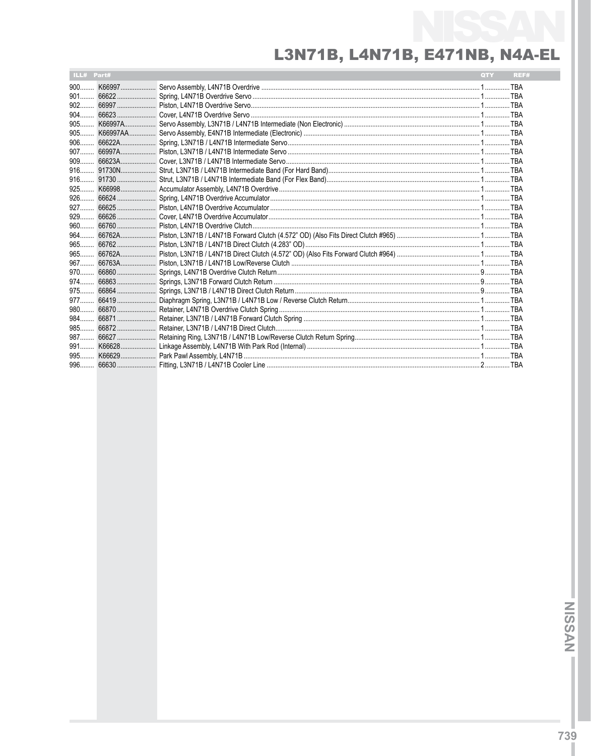# L3N71B, L4N71B, E471NB, N4A-EL

| ILL# | Part# | | QTY | REF# |
|---|---|---|---|---|
| 900 | K66997 | Servo Assembly, L4N71B Overdrive | 1 | TBA |
| 901 | 66622 | Spring, L4N71B Overdrive Servo | 1 | TBA |
| 902 | 66997 | Piston, L4N71B Overdrive Servo | 1 | TBA |
| 904 | 66623 | Cover, L4N71B Overdrive Servo | 1 | TBA |
| 905 | K66997A | Servo Assembly, L3N71B / L4N71B Intermediate (Non Electronic) | 1 | TBA |
| 905 | K66997AA | Servo Assembly, E4N71B Intermediate (Electronic) | 1 | TBA |
| 906 | 66622A | Spring, L3N71B / L4N71B Intermediate Servo | 1 | TBA |
| 907 | 66997A | Piston, L3N71B / L4N71B Intermediate Servo | 1 | TBA |
| 909 | 66623A | Cover, L3N71B / L4N71B Intermediate Servo | 1 | TBA |
| 916 | 91730N | Strut, L3N71B / L4N71B Intermediate Band (For Hard Band) | 1 | TBA |
| 916 | 91730 | Strut, L3N71B / L4N71B Intermediate Band (For Flex Band) | 1 | TBA |
| 925 | K66998 | Accumulator Assembly, L4N71B Overdrive | 1 | TBA |
| 926 | 66624 | Spring, L4N71B Overdrive Accumulator | 1 | TBA |
| 927 | 66625 | Piston, L4N71B Overdrive Accumulator | 1 | TBA |
| 929 | 66626 | Cover, L4N71B Overdrive Accumulator | 1 | TBA |
| 960 | 66760 | Piston, L4N71B Overdrive Clutch | 1 | TBA |
| 964 | 66762A | Piston, L3N71B / L4N71B Forward Clutch (4.572" OD) (Also Fits Direct Clutch #965) | 1 | TBA |
| 965 | 66762 | Piston, L3N71B / L4N71B Direct Clutch (4.283" OD) | 1 | TBA |
| 965 | 66762A | Piston, L3N71B / L4N71B Direct Clutch (4.572" OD) (Also Fits Forward Clutch #964) | 1 | TBA |
| 967 | 66763A | Piston, L3N71B / L4N71B Low/Reverse Clutch | 1 | TBA |
| 970 | 66860 | Springs, L4N71B Overdrive Clutch Return | 9 | TBA |
| 974 | 66863 | Springs, L3N71B Forward Clutch Return | 9 | TBA |
| 975 | 66864 | Springs, L3N71B / L4N71B Direct Clutch Return | 9 | TBA |
| 977 | 66419 | Diaphragm Spring, L3N71B / L4N71B Low / Reverse Clutch Return | 1 | TBA |
| 980 | 66870 | Retainer, L4N71B Overdrive Clutch Spring | 1 | TBA |
| 984 | 66871 | Retainer, L3N71B / L4N71B Forward Clutch Spring | 1 | TBA |
| 985 | 66872 | Retainer, L3N71B / L4N71B Direct Clutch | 1 | TBA |
| 987 | 66627 | Retaining Ring, L3N71B / L4N71B Low/Reverse Clutch Return Spring | 1 | TBA |
| 991 | K66628 | Linkage Assembly, L4N71B With Park Rod (Internal) | 1 | TBA |
| 995 | K66629 | Park Pawl Assembly, L4N71B | 1 | TBA |
| 996 | 66630 | Fitting, L3N71B / L4N71B Cooler Line | 2 | TBA |